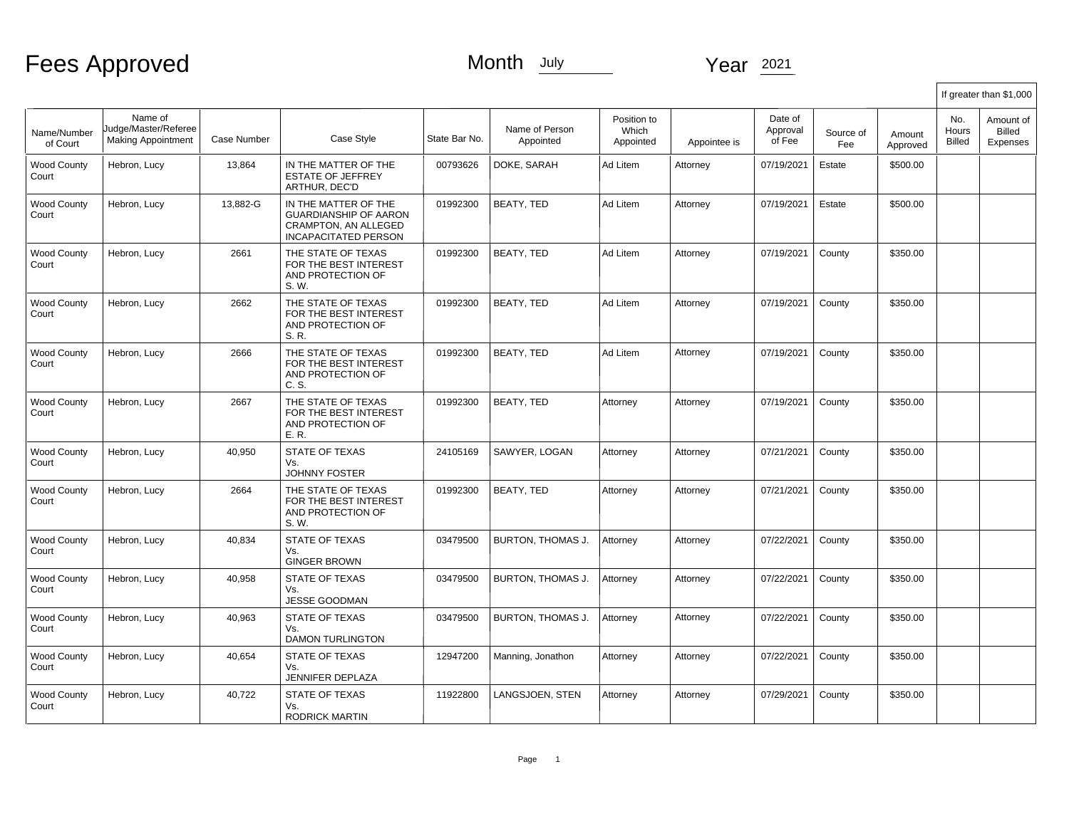# Fees Approved

Month July Year 2021

| Name/Number of Court | Name of Judge/Master/Referee Making Appointment | Case Number | Case Style | State Bar No. | Name of Person Appointed | Position to Which Appointed | Appointee is | Date of Approval of Fee | Source of Fee | Amount Approved | If greater than $1,000 No. Hours Billed | Amount of Billed Expenses |
|---|---|---|---|---|---|---|---|---|---|---|---|---|
| Wood County Court | Hebron, Lucy | 13,864 | IN THE MATTER OF THE ESTATE OF JEFFREY ARTHUR, DEC'D | 00793626 | DOKE, SARAH | Ad Litem | Attorney | 07/19/2021 | Estate | $500.00 | | |
| Wood County Court | Hebron, Lucy | 13,882-G | IN THE MATTER OF THE GUARDIANSHIP OF AARON CRAMPTON, AN ALLEGED INCAPACITATED PERSON | 01992300 | BEATY, TED | Ad Litem | Attorney | 07/19/2021 | Estate | $500.00 | | |
| Wood County Court | Hebron, Lucy | 2661 | THE STATE OF TEXAS FOR THE BEST INTEREST AND PROTECTION OF S. W. | 01992300 | BEATY, TED | Ad Litem | Attorney | 07/19/2021 | County | $350.00 | | |
| Wood County Court | Hebron, Lucy | 2662 | THE STATE OF TEXAS FOR THE BEST INTEREST AND PROTECTION OF S. R. | 01992300 | BEATY, TED | Ad Litem | Attorney | 07/19/2021 | County | $350.00 | | |
| Wood County Court | Hebron, Lucy | 2666 | THE STATE OF TEXAS FOR THE BEST INTEREST AND PROTECTION OF C. S. | 01992300 | BEATY, TED | Ad Litem | Attorney | 07/19/2021 | County | $350.00 | | |
| Wood County Court | Hebron, Lucy | 2667 | THE STATE OF TEXAS FOR THE BEST INTEREST AND PROTECTION OF E. R. | 01992300 | BEATY, TED | Attorney | Attorney | 07/19/2021 | County | $350.00 | | |
| Wood County Court | Hebron, Lucy | 40,950 | STATE OF TEXAS Vs. JOHNNY FOSTER | 24105169 | SAWYER, LOGAN | Attorney | Attorney | 07/21/2021 | County | $350.00 | | |
| Wood County Court | Hebron, Lucy | 2664 | THE STATE OF TEXAS FOR THE BEST INTEREST AND PROTECTION OF S. W. | 01992300 | BEATY, TED | Attorney | Attorney | 07/21/2021 | County | $350.00 | | |
| Wood County Court | Hebron, Lucy | 40,834 | STATE OF TEXAS Vs. GINGER BROWN | 03479500 | BURTON, THOMAS J. | Attorney | Attorney | 07/22/2021 | County | $350.00 | | |
| Wood County Court | Hebron, Lucy | 40,958 | STATE OF TEXAS Vs. JESSE GOODMAN | 03479500 | BURTON, THOMAS J. | Attorney | Attorney | 07/22/2021 | County | $350.00 | | |
| Wood County Court | Hebron, Lucy | 40,963 | STATE OF TEXAS Vs. DAMON TURLINGTON | 03479500 | BURTON, THOMAS J. | Attorney | Attorney | 07/22/2021 | County | $350.00 | | |
| Wood County Court | Hebron, Lucy | 40,654 | STATE OF TEXAS Vs. JENNIFER DEPLAZA | 12947200 | Manning, Jonathon | Attorney | Attorney | 07/22/2021 | County | $350.00 | | |
| Wood County Court | Hebron, Lucy | 40,722 | STATE OF TEXAS Vs. RODRICK MARTIN | 11922800 | LANGSJOEN, STEN | Attorney | Attorney | 07/29/2021 | County | $350.00 | | |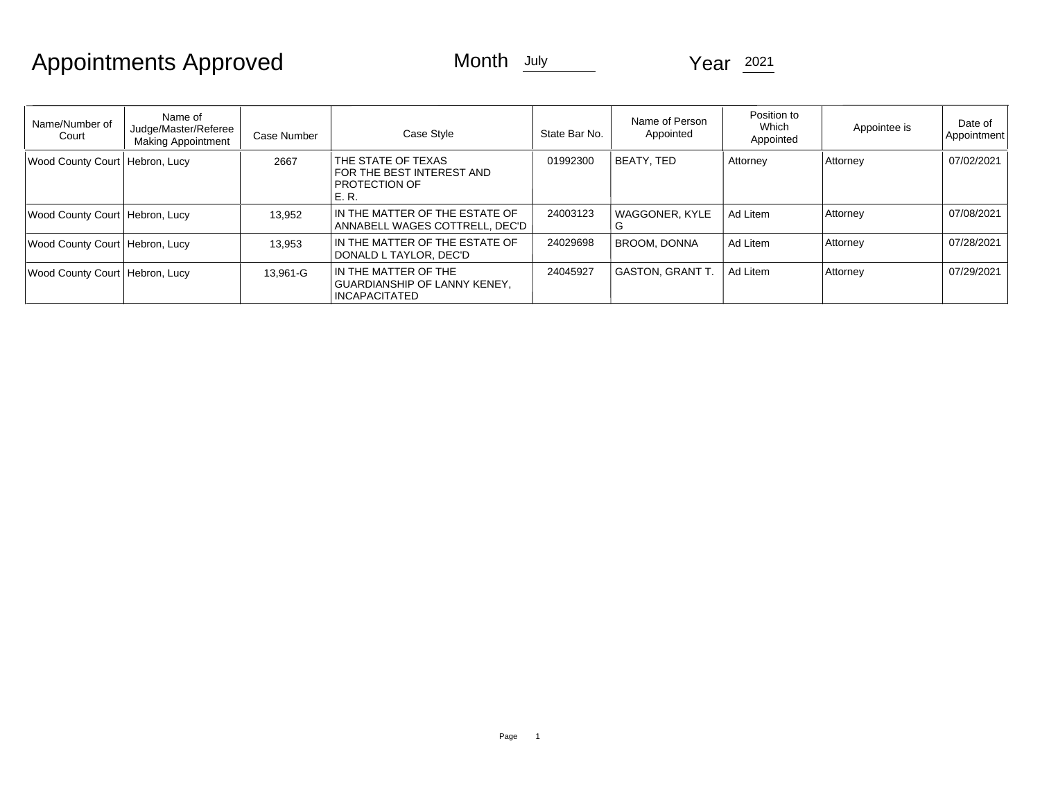# Appointments Approved

Month July

Year 2021

| Name/Number of Court | Name of Judge/Master/Referee Making Appointment | Case Number | Case Style | State Bar No. | Name of Person Appointed | Position to Which Appointed | Appointee is | Date of Appointment |
|---|---|---|---|---|---|---|---|---|
| Wood County Court | Hebron, Lucy | 2667 | THE STATE OF TEXAS FOR THE BEST INTEREST AND PROTECTION OF E. R. | 01992300 | BEATY, TED | Attorney | Attorney | 07/02/2021 |
| Wood County Court | Hebron, Lucy | 13,952 | IN THE MATTER OF THE ESTATE OF ANNABELL WAGES COTTRELL, DEC'D | 24003123 | WAGGONER, KYLE G | Ad Litem | Attorney | 07/08/2021 |
| Wood County Court | Hebron, Lucy | 13,953 | IN THE MATTER OF THE ESTATE OF DONALD L TAYLOR, DEC'D | 24029698 | BROOM, DONNA | Ad Litem | Attorney | 07/28/2021 |
| Wood County Court | Hebron, Lucy | 13,961-G | IN THE MATTER OF THE GUARDIANSHIP OF LANNY KENEY, INCAPACITATED | 24045927 | GASTON, GRANT T. | Ad Litem | Attorney | 07/29/2021 |